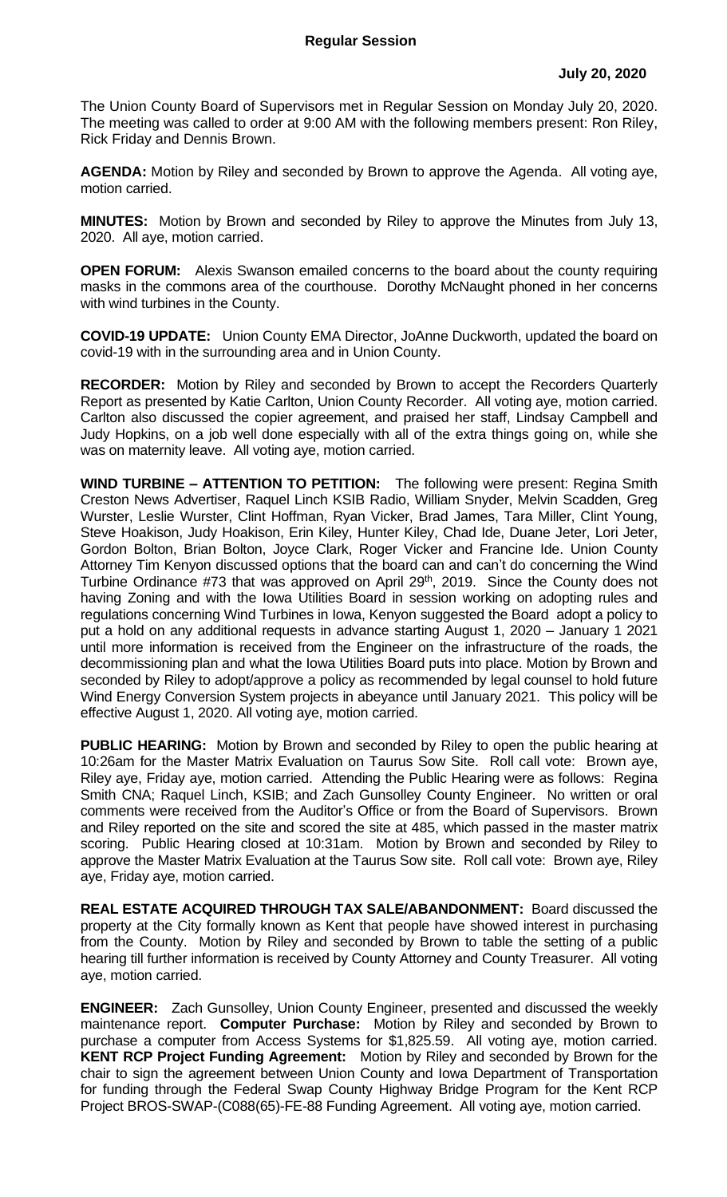**Regular Session**

**July 20, 2020**

The Union County Board of Supervisors met in Regular Session on Monday July 20, 2020. The meeting was called to order at 9:00 AM with the following members present: Ron Riley, Rick Friday and Dennis Brown.

**AGENDA:** Motion by Riley and seconded by Brown to approve the Agenda. All voting aye, motion carried.

**MINUTES:** Motion by Brown and seconded by Riley to approve the Minutes from July 13, 2020. All aye, motion carried.

**OPEN FORUM:** Alexis Swanson emailed concerns to the board about the county requiring masks in the commons area of the courthouse. Dorothy McNaught phoned in her concerns with wind turbines in the County.

**COVID-19 UPDATE:** Union County EMA Director, JoAnne Duckworth, updated the board on covid-19 with in the surrounding area and in Union County.

**RECORDER:** Motion by Riley and seconded by Brown to accept the Recorders Quarterly Report as presented by Katie Carlton, Union County Recorder. All voting aye, motion carried. Carlton also discussed the copier agreement, and praised her staff, Lindsay Campbell and Judy Hopkins, on a job well done especially with all of the extra things going on, while she was on maternity leave. All voting aye, motion carried.

**WIND TURBINE – ATTENTION TO PETITION:** The following were present: Regina Smith Creston News Advertiser, Raquel Linch KSIB Radio, William Snyder, Melvin Scadden, Greg Wurster, Leslie Wurster, Clint Hoffman, Ryan Vicker, Brad James, Tara Miller, Clint Young, Steve Hoakison, Judy Hoakison, Erin Kiley, Hunter Kiley, Chad Ide, Duane Jeter, Lori Jeter, Gordon Bolton, Brian Bolton, Joyce Clark, Roger Vicker and Francine Ide. Union County Attorney Tim Kenyon discussed options that the board can and can't do concerning the Wind Turbine Ordinance #73 that was approved on April 29th, 2019. Since the County does not having Zoning and with the Iowa Utilities Board in session working on adopting rules and regulations concerning Wind Turbines in Iowa, Kenyon suggested the Board adopt a policy to put a hold on any additional requests in advance starting August 1, 2020 – January 1 2021 until more information is received from the Engineer on the infrastructure of the roads, the decommissioning plan and what the Iowa Utilities Board puts into place. Motion by Brown and seconded by Riley to adopt/approve a policy as recommended by legal counsel to hold future Wind Energy Conversion System projects in abeyance until January 2021. This policy will be effective August 1, 2020. All voting aye, motion carried.

**PUBLIC HEARING:** Motion by Brown and seconded by Riley to open the public hearing at 10:26am for the Master Matrix Evaluation on Taurus Sow Site. Roll call vote: Brown aye, Riley aye, Friday aye, motion carried. Attending the Public Hearing were as follows: Regina Smith CNA; Raquel Linch, KSIB; and Zach Gunsolley County Engineer. No written or oral comments were received from the Auditor's Office or from the Board of Supervisors. Brown and Riley reported on the site and scored the site at 485, which passed in the master matrix scoring. Public Hearing closed at 10:31am. Motion by Brown and seconded by Riley to approve the Master Matrix Evaluation at the Taurus Sow site. Roll call vote: Brown aye, Riley aye, Friday aye, motion carried.

**REAL ESTATE ACQUIRED THROUGH TAX SALE/ABANDONMENT:** Board discussed the property at the City formally known as Kent that people have showed interest in purchasing from the County. Motion by Riley and seconded by Brown to table the setting of a public hearing till further information is received by County Attorney and County Treasurer. All voting aye, motion carried.

**ENGINEER:** Zach Gunsolley, Union County Engineer, presented and discussed the weekly maintenance report. **Computer Purchase:** Motion by Riley and seconded by Brown to purchase a computer from Access Systems for $1,825.59. All voting aye, motion carried. **KENT RCP Project Funding Agreement:** Motion by Riley and seconded by Brown for the chair to sign the agreement between Union County and Iowa Department of Transportation for funding through the Federal Swap County Highway Bridge Program for the Kent RCP Project BROS-SWAP-(C088(65)-FE-88 Funding Agreement. All voting aye, motion carried.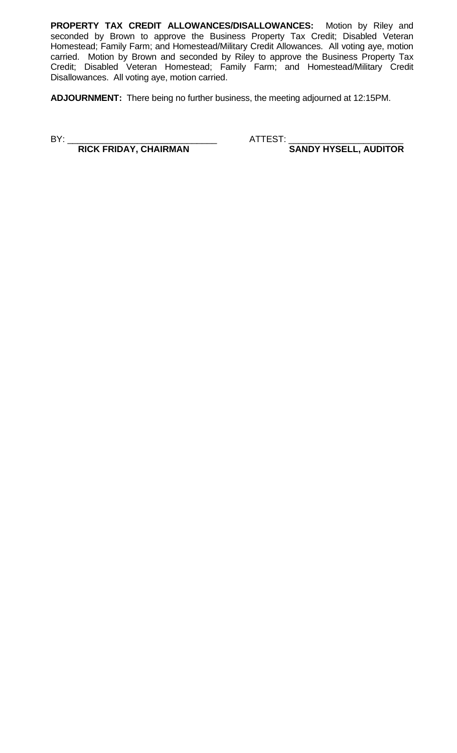**PROPERTY TAX CREDIT ALLOWANCES/DISALLOWANCES:** Motion by Riley and seconded by Brown to approve the Business Property Tax Credit; Disabled Veteran Homestead; Family Farm; and Homestead/Military Credit Allowances. All voting aye, motion carried. Motion by Brown and seconded by Riley to approve the Business Property Tax Credit; Disabled Veteran Homestead; Family Farm; and Homestead/Military Credit Disallowances. All voting aye, motion carried.

**ADJOURNMENT:** There being no further business, the meeting adjourned at 12:15PM.

BY: ______________________________ ATTEST: ______________________

**RICK FRIDAY, CHAIRMAN** **SANDY HYSELL, AUDITOR**